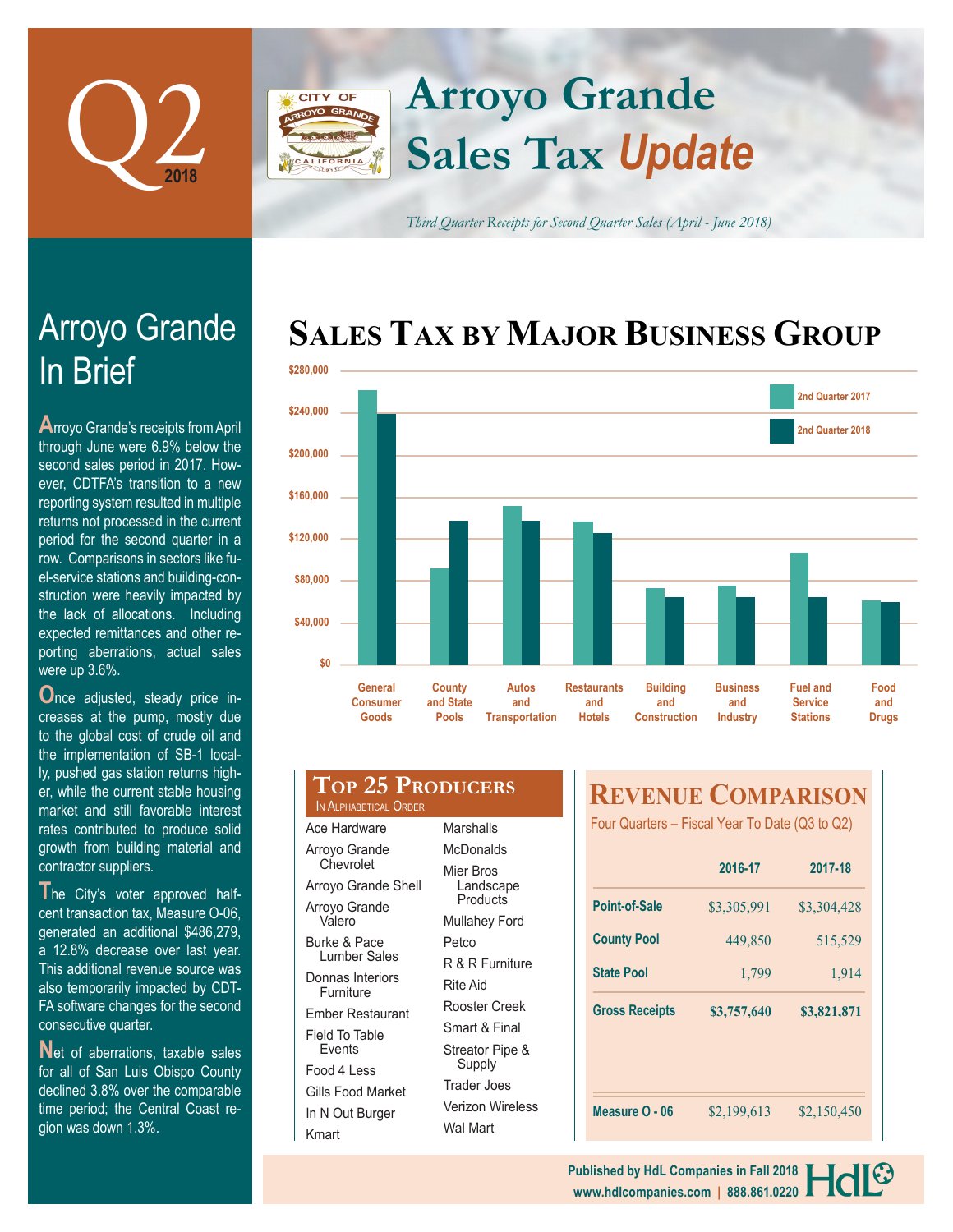# Q2 2018

# Arroyo Grande Sales Tax *Update*

*Third Quarter Receipts for Second Quarter Sales (April - June 2018)*

## Arroyo Grande In Brief

Arroyo Grande's receipts from April through June were 6.9% below the second sales period in 2017. However, CDTFA's transition to a new reporting system resulted in multiple returns not processed in the current period for the second quarter in a row. Comparisons in sectors like fuel-service stations and building-construction were heavily impacted by the lack of allocations. Including expected remittances and other reporting aberrations, actual sales were up 3.6%.

Once adjusted, steady price increases at the pump, mostly due to the global cost of crude oil and the implementation of SB-1 locally, pushed gas station returns higher, while the current stable housing market and still favorable interest rates contributed to produce solid growth from building material and contractor suppliers.

The City's voter approved half-cent transaction tax, Measure O-06, generated an additional $486,279, a 12.8% decrease over last year. This additional revenue source was also temporarily impacted by CDTFA software changes for the second consecutive quarter.

Net of aberrations, taxable sales for all of San Luis Obispo County declined 3.8% over the comparable time period; the Central Coast region was down 1.3%.

## Sales Tax by Major Business Group

| Business Group | 2nd Quarter 2017 | 2nd Quarter 2018 |
|---|---|---|
| General Consumer Goods | ~$262,000 | ~$239,000 |
| County and State Pools | ~$92,000 | ~$138,000 |
| Autos and Transportation | ~$152,000 | ~$138,000 |
| Restaurants and Hotels | ~$137,000 | ~$126,000 |
| Building and Construction | ~$73,000 | ~$65,000 |
| Business and Industry | ~$75,000 | ~$65,000 |
| Fuel and Service Stations | ~$107,000 | ~$65,000 |
| Food and Drugs | ~$61,000 | ~$60,000 |

## Top 25 Producers

In Alphabetical Order

- Ace Hardware
- Arroyo Grande Chevrolet
- Arroyo Grande Shell
- Arroyo Grande Valero
- Burke & Pace Lumber Sales
- Donnas Interiors Furniture
- Ember Restaurant
- Field To Table Events
- Food 4 Less
- Gills Food Market
- In N Out Burger
- Kmart
- Marshalls
- McDonalds
- Mier Bros Landscape Products
- Mullahey Ford
- Petco
- R & R Furniture
- Rite Aid
- Rooster Creek
- Smart & Final
- Streator Pipe & Supply
- Trader Joes
- Verizon Wireless
- Wal Mart

## Revenue Comparison

Four Quarters – Fiscal Year To Date (Q3 to Q2)

| | 2016-17 | 2017-18 |
|---|---|---|
| **Point-of-Sale** | $3,305,991 | $3,304,428 |
| **County Pool** | 449,850 | 515,529 |
| **State Pool** | 1,799 | 1,914 |
| **Gross Receipts** | **$3,757,640** | **$3,821,871** |
| **Measure O - 06** | $2,199,613 | $2,150,450 |

**Published by HdL Companies in Fall 2018**
**www.hdlcompanies.com | 888.861.0220**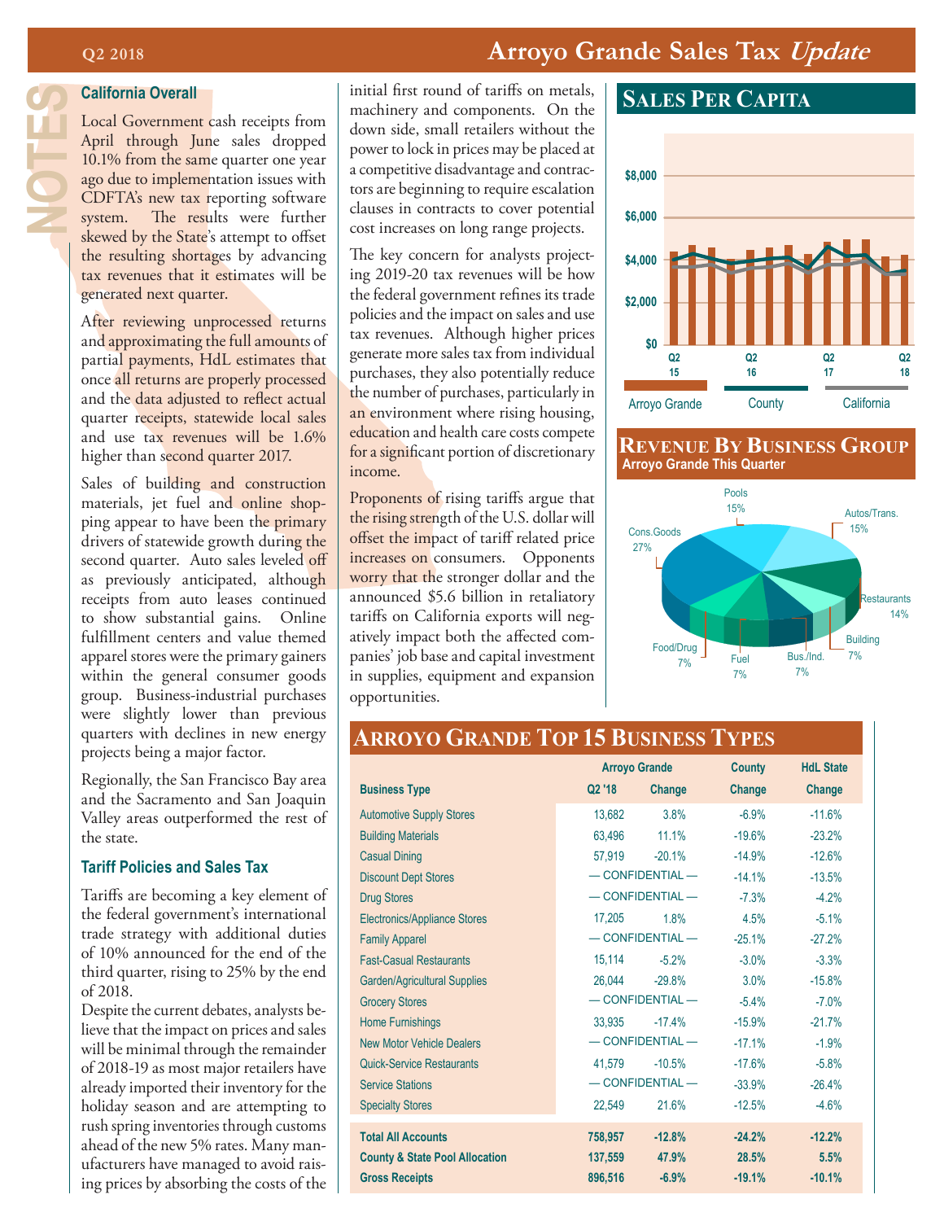Q2 2018

# Arroyo Grande Sales Tax *Update*

NOTES

### California Overall

Local Government cash receipts from April through June sales dropped 10.1% from the same quarter one year ago due to implementation issues with CDFTA's new tax reporting software system. The results were further skewed by the State's attempt to offset the resulting shortages by advancing tax revenues that it estimates will be generated next quarter.

After reviewing unprocessed returns and approximating the full amounts of partial payments, HdL estimates that once all returns are properly processed and the data adjusted to reflect actual quarter receipts, statewide local sales and use tax revenues will be 1.6% higher than second quarter 2017.

Sales of building and construction materials, jet fuel and online shopping appear to have been the primary drivers of statewide growth during the second quarter. Auto sales leveled off as previously anticipated, although receipts from auto leases continued to show substantial gains. Online fulfillment centers and value themed apparel stores were the primary gainers within the general consumer goods group. Business-industrial purchases were slightly lower than previous quarters with declines in new energy projects being a major factor.

Regionally, the San Francisco Bay area and the Sacramento and San Joaquin Valley areas outperformed the rest of the state.

### Tariff Policies and Sales Tax

Tariffs are becoming a key element of the federal government's international trade strategy with additional duties of 10% announced for the end of the third quarter, rising to 25% by the end of 2018.

Despite the current debates, analysts believe that the impact on prices and sales will be minimal through the remainder of 2018-19 as most major retailers have already imported their inventory for the holiday season and are attempting to rush spring inventories through customs ahead of the new 5% rates. Many manufacturers have managed to avoid raising prices by absorbing the costs of the initial first round of tariffs on metals, machinery and components. On the down side, small retailers without the power to lock in prices may be placed at a competitive disadvantage and contractors are beginning to require escalation clauses in contracts to cover potential cost increases on long range projects.

The key concern for analysts projecting 2019-20 tax revenues will be how the federal government refines its trade policies and the impact on sales and use tax revenues. Although higher prices generate more sales tax from individual purchases, they also potentially reduce the number of purchases, particularly in an environment where rising housing, education and health care costs compete for a significant portion of discretionary income.

Proponents of rising tariffs argue that the rising strength of the U.S. dollar will offset the impact of tariff related price increases on consumers. Opponents worry that the stronger dollar and the announced $5.6 billion in retaliatory tariffs on California exports will negatively impact both the affected companies' job base and capital investment in supplies, equipment and expansion opportunities.

## Sales Per Capita

$8,000
$6,000
$4,000
$2,000
$0
Q2 15
Q2 16
Q2 17
Q2 18
Arroyo Grande
County
California

## Revenue By Business Group

Arroyo Grande This Quarter

Pools 15%
Autos/Trans. 15%
Restaurants 14%
Building 7%
Bus./Ind. 7%
Fuel 7%
Food/Drug 7%
Cons.Goods 27%

## Arroyo Grande Top 15 Business Types

| | Arroyo Grande | | County | HdL State |
|---|---|---|---|---|
| Business Type | Q2 '18 | Change | Change | Change |
| Automotive Supply Stores | 13,682 | 3.8% | -6.9% | -11.6% |
| Building Materials | 63,496 | 11.1% | -19.6% | -23.2% |
| Casual Dining | 57,919 | -20.1% | -14.9% | -12.6% |
| Discount Dept Stores | — CONFIDENTIAL — | | -14.1% | -13.5% |
| Drug Stores | — CONFIDENTIAL — | | -7.3% | -4.2% |
| Electronics/Appliance Stores | 17,205 | 1.8% | 4.5% | -5.1% |
| Family Apparel | — CONFIDENTIAL — | | -25.1% | -27.2% |
| Fast-Casual Restaurants | 15,114 | -5.2% | -3.0% | -3.3% |
| Garden/Agricultural Supplies | 26,044 | -29.8% | 3.0% | -15.8% |
| Grocery Stores | — CONFIDENTIAL — | | -5.4% | -7.0% |
| Home Furnishings | 33,935 | -17.4% | -15.9% | -21.7% |
| New Motor Vehicle Dealers | — CONFIDENTIAL — | | -17.1% | -1.9% |
| Quick-Service Restaurants | 41,579 | -10.5% | -17.6% | -5.8% |
| Service Stations | — CONFIDENTIAL — | | -33.9% | -26.4% |
| Specialty Stores | 22,549 | 21.6% | -12.5% | -4.6% |
| **Total All Accounts** | **758,957** | **-12.8%** | **-24.2%** | **-12.2%** |
| **County & State Pool Allocation** | **137,559** | **47.9%** | **28.5%** | **5.5%** |
| **Gross Receipts** | **896,516** | **-6.9%** | **-19.1%** | **-10.1%** |